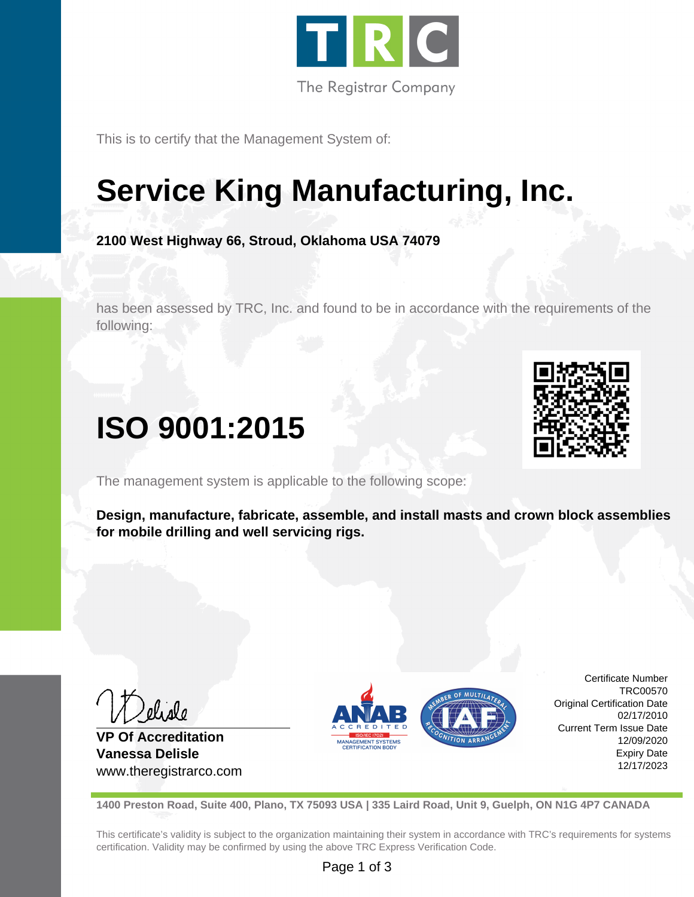TRC

The Registrar Company

This is to certify that the Management System of:

# Service King Manufacturing, Inc.

**2100 West Highway 66, Stroud, Oklahoma USA 74079**

has been assessed by TRC, Inc. and found to be in accordance with the requirements of the following:

# ISO 9001:2015

The management system is applicable to the following scope:

**Design, manufacture, fabricate, assemble, and install masts and crown block assemblies for mobile drilling and well servicing rigs.**

**VP Of Accreditation**
**Vanessa Delisle**
www.theregistrarco.com

ANAB ACCREDITED ISO/IEC 17021 MANAGEMENT SYSTEMS CERTIFICATION BODY

MEMBER OF MULTILATERAL RECOGNITION ARRANGEMENT IAF

Certificate Number
TRC00570
Original Certification Date
02/17/2010
Current Term Issue Date
12/09/2020
Expiry Date
12/17/2023

**1400 Preston Road, Suite 400, Plano, TX 75093 USA | 335 Laird Road, Unit 9, Guelph, ON N1G 4P7 CANADA**

This certificate's validity is subject to the organization maintaining their system in accordance with TRC's requirements for systems certification. Validity may be confirmed by using the above TRC Express Verification Code.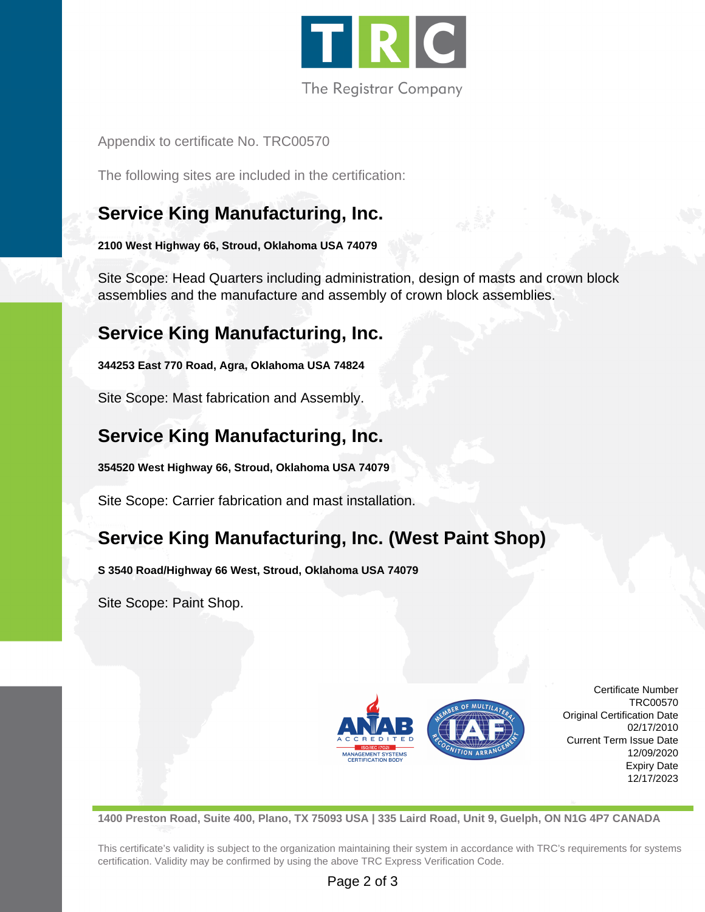The Registrar Company

Appendix to certificate No. TRC00570

The following sites are included in the certification:

## Service King Manufacturing, Inc.

**2100 West Highway 66, Stroud, Oklahoma USA 74079**

Site Scope: Head Quarters including administration, design of masts and crown block assemblies and the manufacture and assembly of crown block assemblies.

## Service King Manufacturing, Inc.

**344253 East 770 Road, Agra, Oklahoma USA 74824**

Site Scope: Mast fabrication and Assembly.

## Service King Manufacturing, Inc.

**354520 West Highway 66, Stroud, Oklahoma USA 74079**

Site Scope: Carrier fabrication and mast installation.

## Service King Manufacturing, Inc. (West Paint Shop)

**S 3540 Road/Highway 66 West, Stroud, Oklahoma USA 74079**

Site Scope: Paint Shop.

ANAB ACCREDITED ISO/IEC 17021 MANAGEMENT SYSTEMS CERTIFICATION BODY

MEMBER OF MULTILATERAL RECOGNITION ARRANGEMENT IAF

Certificate Number
TRC00570
Original Certification Date
02/17/2010
Current Term Issue Date
12/09/2020
Expiry Date
12/17/2023

**1400 Preston Road, Suite 400, Plano, TX 75093 USA | 335 Laird Road, Unit 9, Guelph, ON N1G 4P7 CANADA**

This certificate's validity is subject to the organization maintaining their system in accordance with TRC's requirements for systems certification. Validity may be confirmed by using the above TRC Express Verification Code.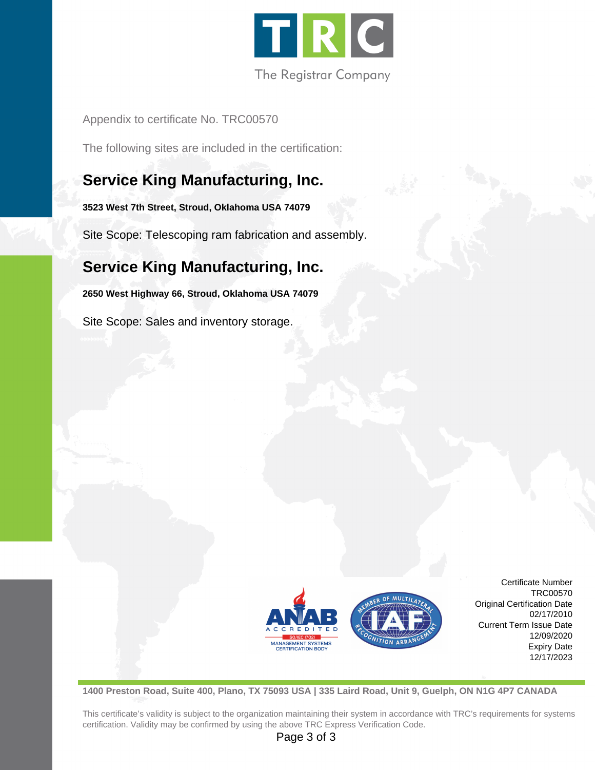The Registrar Company

Appendix to certificate No. TRC00570

The following sites are included in the certification:

## Service King Manufacturing, Inc.

**3523 West 7th Street, Stroud, Oklahoma USA 74079**

Site Scope: Telescoping ram fabrication and assembly.

## Service King Manufacturing, Inc.

**2650 West Highway 66, Stroud, Oklahoma USA 74079**

Site Scope: Sales and inventory storage.

Certificate Number
TRC00570
Original Certification Date
02/17/2010
Current Term Issue Date
12/09/2020
Expiry Date
12/17/2023

**1400 Preston Road, Suite 400, Plano, TX 75093 USA | 335 Laird Road, Unit 9, Guelph, ON N1G 4P7 CANADA**

This certificate's validity is subject to the organization maintaining their system in accordance with TRC's requirements for systems certification. Validity may be confirmed by using the above TRC Express Verification Code.